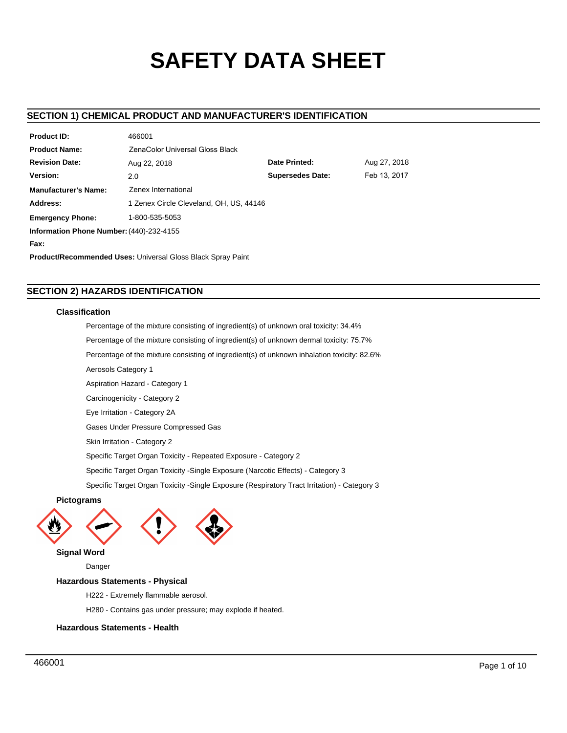# SAFETY DATA SHEET

## SECTION 1) CHEMICAL PRODUCT AND MANUFACTURER'S IDENTIFICATION

| | | | |
|---|---|---|---|
| **Product ID:** | 466001 | | |
| **Product Name:** | ZenaColor Universal Gloss Black | | |
| **Revision Date:** | Aug 22, 2018 | **Date Printed:** | Aug 27, 2018 |
| **Version:** | 2.0 | **Supersedes Date:** | Feb 13, 2017 |
| **Manufacturer's Name:** | Zenex International | | |
| **Address:** | 1 Zenex Circle Cleveland, OH, US, 44146 | | |
| **Emergency Phone:** | 1-800-535-5053 | | |
| **Information Phone Number:** | (440)-232-4155 | | |
| **Fax:** | | | |

**Product/Recommended Uses:** Universal Gloss Black Spray Paint

## SECTION 2) HAZARDS IDENTIFICATION

### Classification

Percentage of the mixture consisting of ingredient(s) of unknown oral toxicity: 34.4%

Percentage of the mixture consisting of ingredient(s) of unknown dermal toxicity: 75.7%

Percentage of the mixture consisting of ingredient(s) of unknown inhalation toxicity: 82.6%

Aerosols Category 1

Aspiration Hazard - Category 1

Carcinogenicity - Category 2

Eye Irritation - Category 2A

Gases Under Pressure Compressed Gas

Skin Irritation - Category 2

Specific Target Organ Toxicity - Repeated Exposure - Category 2

Specific Target Organ Toxicity -Single Exposure (Narcotic Effects) - Category 3

Specific Target Organ Toxicity -Single Exposure (Respiratory Tract Irritation) - Category 3

### Pictograms

### Signal Word

Danger

### Hazardous Statements - Physical

H222 - Extremely flammable aerosol.

H280 - Contains gas under pressure; may explode if heated.

### Hazardous Statements - Health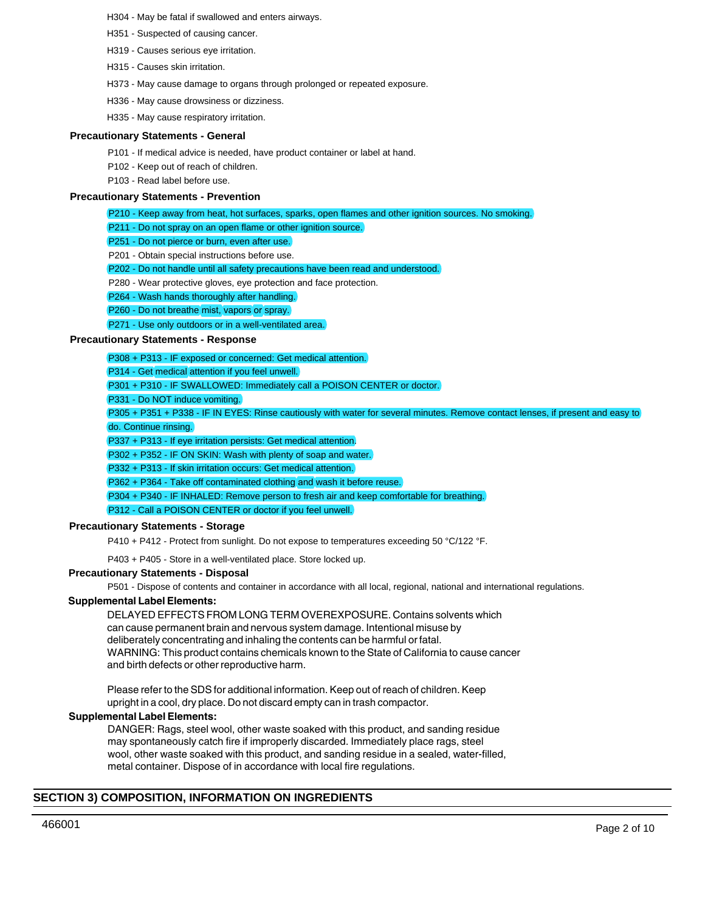H304 - May be fatal if swallowed and enters airways.

H351 - Suspected of causing cancer.

H319 - Causes serious eye irritation.

H315 - Causes skin irritation.

H373 - May cause damage to organs through prolonged or repeated exposure.

H336 - May cause drowsiness or dizziness.

H335 - May cause respiratory irritation.

**Precautionary Statements - General**

P101 - If medical advice is needed, have product container or label at hand.

P102 - Keep out of reach of children.

P103 - Read label before use.

**Precautionary Statements - Prevention**

P210 - Keep away from heat, hot surfaces, sparks, open flames and other ignition sources. No smoking.

P211 - Do not spray on an open flame or other ignition source.

P251 - Do not pierce or burn, even after use.

P201 - Obtain special instructions before use.

P202 - Do not handle until all safety precautions have been read and understood.

P280 - Wear protective gloves, eye protection and face protection.

P264 - Wash hands thoroughly after handling.

P260 - Do not breathe mist, vapors or spray.

P271 - Use only outdoors or in a well-ventilated area.

**Precautionary Statements - Response**

P308 + P313 - IF exposed or concerned: Get medical attention.

P314 - Get medical attention if you feel unwell.

P301 + P310 - IF SWALLOWED: Immediately call a POISON CENTER or doctor.

P331 - Do NOT induce vomiting.

P305 + P351 + P338 - IF IN EYES: Rinse cautiously with water for several minutes. Remove contact lenses, if present and easy to do. Continue rinsing.

P337 + P313 - If eye irritation persists: Get medical attention.

P302 + P352 - IF ON SKIN: Wash with plenty of soap and water.

P332 + P313 - If skin irritation occurs: Get medical attention.

P362 + P364 - Take off contaminated clothing and wash it before reuse.

P304 + P340 - IF INHALED: Remove person to fresh air and keep comfortable for breathing.

P312 - Call a POISON CENTER or doctor if you feel unwell.

**Precautionary Statements - Storage**

P410 + P412 - Protect from sunlight. Do not expose to temperatures exceeding 50 °C/122 °F.

P403 + P405 - Store in a well-ventilated place. Store locked up.

**Precautionary Statements - Disposal**

P501 - Dispose of contents and container in accordance with all local, regional, national and international regulations.

**Supplemental Label Elements:**

DELAYED EFFECTS FROM LONG TERM OVEREXPOSURE. Contains solvents which can cause permanent brain and nervous system damage. Intentional misuse by deliberately concentrating and inhaling the contents can be harmful or fatal. WARNING: This product contains chemicals known to the State of California to cause cancer and birth defects or other reproductive harm.

Please refer to the SDS for additional information. Keep out of reach of children. Keep upright in a cool, dry place. Do not discard empty can in trash compactor.

**Supplemental Label Elements:**

DANGER: Rags, steel wool, other waste soaked with this product, and sanding residue may spontaneously catch fire if improperly discarded. Immediately place rags, steel wool, other waste soaked with this product, and sanding residue in a sealed, water-filled, metal container. Dispose of in accordance with local fire regulations.

## SECTION 3) COMPOSITION, INFORMATION ON INGREDIENTS

466001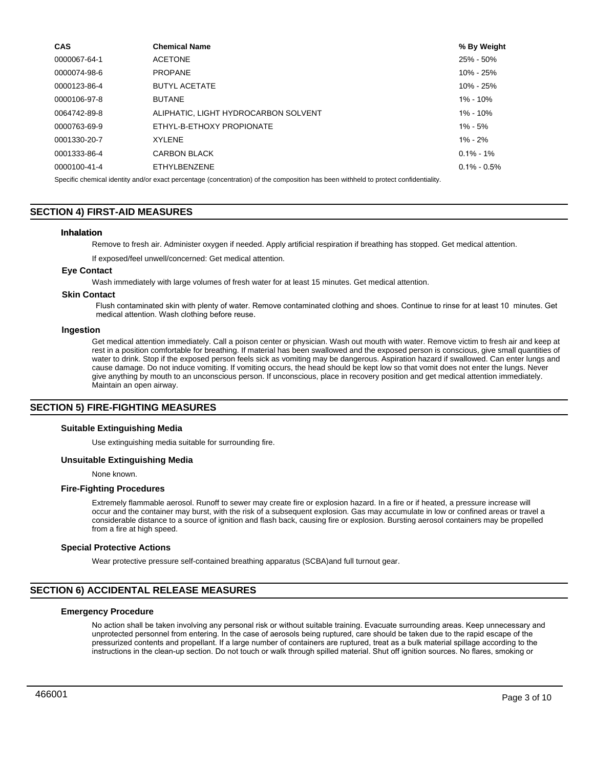| CAS | Chemical Name | % By Weight |
|---|---|---|
| 0000067-64-1 | ACETONE | 25% - 50% |
| 0000074-98-6 | PROPANE | 10% - 25% |
| 0000123-86-4 | BUTYL ACETATE | 10% - 25% |
| 0000106-97-8 | BUTANE | 1% - 10% |
| 0064742-89-8 | ALIPHATIC, LIGHT HYDROCARBON SOLVENT | 1% - 10% |
| 0000763-69-9 | ETHYL-B-ETHOXY PROPIONATE | 1% - 5% |
| 0001330-20-7 | XYLENE | 1% - 2% |
| 0001333-86-4 | CARBON BLACK | 0.1% - 1% |
| 0000100-41-4 | ETHYLBENZENE | 0.1% - 0.5% |

Specific chemical identity and/or exact percentage (concentration) of the composition has been withheld to protect confidentiality.

## SECTION 4) FIRST-AID MEASURES

### Inhalation

Remove to fresh air. Administer oxygen if needed. Apply artificial respiration if breathing has stopped. Get medical attention.

If exposed/feel unwell/concerned: Get medical attention.

### Eye Contact

Wash immediately with large volumes of fresh water for at least 15 minutes. Get medical attention.

### Skin Contact

Flush contaminated skin with plenty of water. Remove contaminated clothing and shoes. Continue to rinse for at least 10 minutes. Get medical attention. Wash clothing before reuse.

### Ingestion

Get medical attention immediately. Call a poison center or physician. Wash out mouth with water. Remove victim to fresh air and keep at rest in a position comfortable for breathing. If material has been swallowed and the exposed person is conscious, give small quantities of water to drink. Stop if the exposed person feels sick as vomiting may be dangerous. Aspiration hazard if swallowed. Can enter lungs and cause damage. Do not induce vomiting. If vomiting occurs, the head should be kept low so that vomit does not enter the lungs. Never give anything by mouth to an unconscious person. If unconscious, place in recovery position and get medical attention immediately. Maintain an open airway.

## SECTION 5) FIRE-FIGHTING MEASURES

### Suitable Extinguishing Media

Use extinguishing media suitable for surrounding fire.

### Unsuitable Extinguishing Media

None known.

### Fire-Fighting Procedures

Extremely flammable aerosol. Runoff to sewer may create fire or explosion hazard. In a fire or if heated, a pressure increase will occur and the container may burst, with the risk of a subsequent explosion. Gas may accumulate in low or confined areas or travel a considerable distance to a source of ignition and flash back, causing fire or explosion. Bursting aerosol containers may be propelled from a fire at high speed.

### Special Protective Actions

Wear protective pressure self-contained breathing apparatus (SCBA)and full turnout gear.

## SECTION 6) ACCIDENTAL RELEASE MEASURES

### Emergency Procedure

No action shall be taken involving any personal risk or without suitable training. Evacuate surrounding areas. Keep unnecessary and unprotected personnel from entering. In the case of aerosols being ruptured, care should be taken due to the rapid escape of the pressurized contents and propellant. If a large number of containers are ruptured, treat as a bulk material spillage according to the instructions in the clean-up section. Do not touch or walk through spilled material. Shut off ignition sources. No flares, smoking or

466001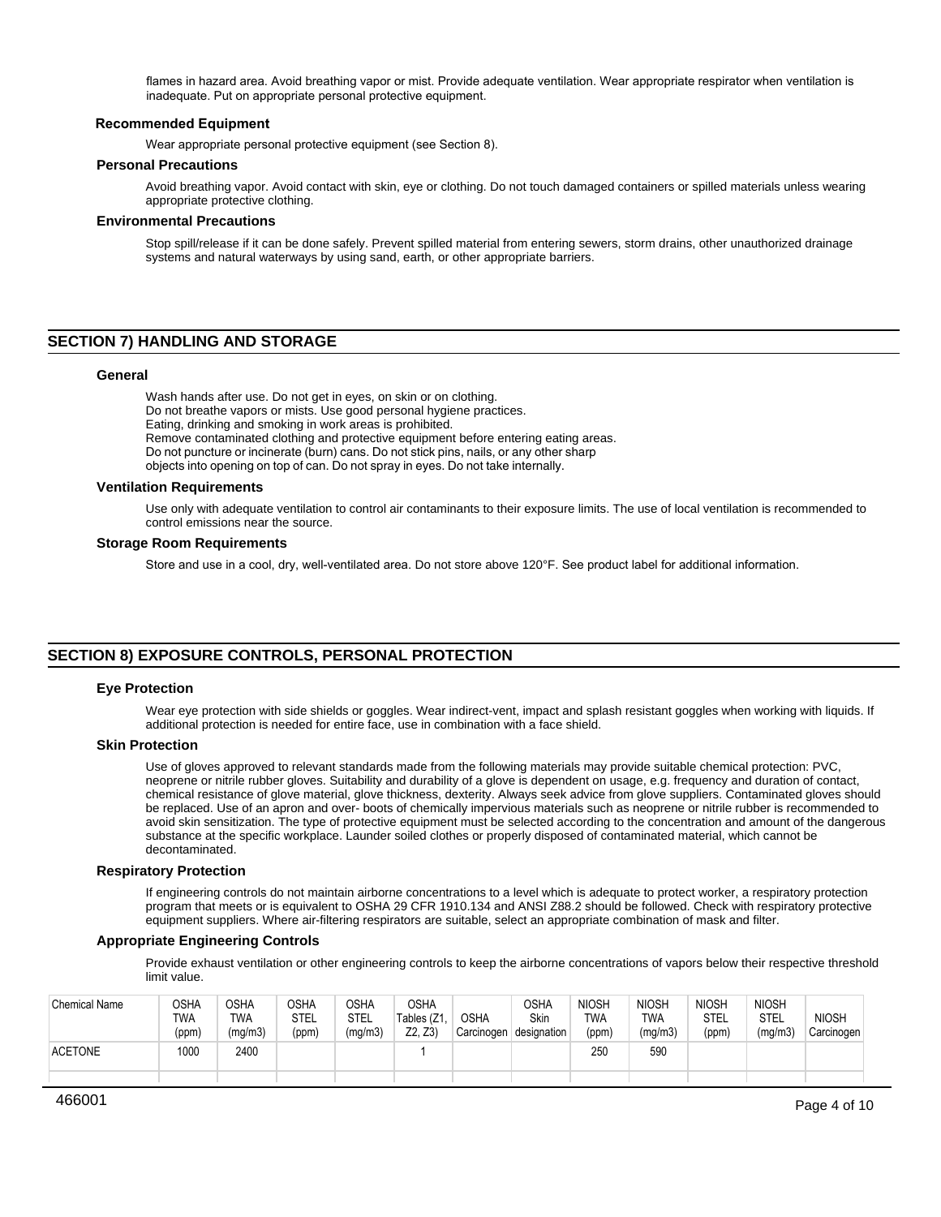flames in hazard area. Avoid breathing vapor or mist. Provide adequate ventilation. Wear appropriate respirator when ventilation is inadequate. Put on appropriate personal protective equipment.

### Recommended Equipment

Wear appropriate personal protective equipment (see Section 8).

### Personal Precautions

Avoid breathing vapor. Avoid contact with skin, eye or clothing. Do not touch damaged containers or spilled materials unless wearing appropriate protective clothing.

### Environmental Precautions

Stop spill/release if it can be done safely. Prevent spilled material from entering sewers, storm drains, other unauthorized drainage systems and natural waterways by using sand, earth, or other appropriate barriers.

## SECTION 7) HANDLING AND STORAGE

### General

Wash hands after use. Do not get in eyes, on skin or on clothing.
Do not breathe vapors or mists. Use good personal hygiene practices.
Eating, drinking and smoking in work areas is prohibited.
Remove contaminated clothing and protective equipment before entering eating areas.
Do not puncture or incinerate (burn) cans. Do not stick pins, nails, or any other sharp objects into opening on top of can. Do not spray in eyes. Do not take internally.

### Ventilation Requirements

Use only with adequate ventilation to control air contaminants to their exposure limits. The use of local ventilation is recommended to control emissions near the source.

### Storage Room Requirements

Store and use in a cool, dry, well-ventilated area. Do not store above 120°F. See product label for additional information.

## SECTION 8) EXPOSURE CONTROLS, PERSONAL PROTECTION

### Eye Protection

Wear eye protection with side shields or goggles. Wear indirect-vent, impact and splash resistant goggles when working with liquids. If additional protection is needed for entire face, use in combination with a face shield.

### Skin Protection

Use of gloves approved to relevant standards made from the following materials may provide suitable chemical protection: PVC, neoprene or nitrile rubber gloves. Suitability and durability of a glove is dependent on usage, e.g. frequency and duration of contact, chemical resistance of glove material, glove thickness, dexterity. Always seek advice from glove suppliers. Contaminated gloves should be replaced. Use of an apron and over- boots of chemically impervious materials such as neoprene or nitrile rubber is recommended to avoid skin sensitization. The type of protective equipment must be selected according to the concentration and amount of the dangerous substance at the specific workplace. Launder soiled clothes or properly disposed of contaminated material, which cannot be decontaminated.

### Respiratory Protection

If engineering controls do not maintain airborne concentrations to a level which is adequate to protect worker, a respiratory protection program that meets or is equivalent to OSHA 29 CFR 1910.134 and ANSI Z88.2 should be followed. Check with respiratory protective equipment suppliers. Where air-filtering respirators are suitable, select an appropriate combination of mask and filter.

### Appropriate Engineering Controls

Provide exhaust ventilation or other engineering controls to keep the airborne concentrations of vapors below their respective threshold limit value.

| Chemical Name | OSHA TWA (ppm) | OSHA TWA (mg/m3) | OSHA STEL (ppm) | OSHA STEL (mg/m3) | OSHA Tables (Z1, Z2, Z3) | OSHA Carcinogen | OSHA Skin designation | NIOSH TWA (ppm) | NIOSH TWA (mg/m3) | NIOSH STEL (ppm) | NIOSH STEL (mg/m3) | NIOSH Carcinogen |
|---|---|---|---|---|---|---|---|---|---|---|---|---|
| ACETONE | 1000 | 2400 | | | 1 | | | 250 | 590 | | | |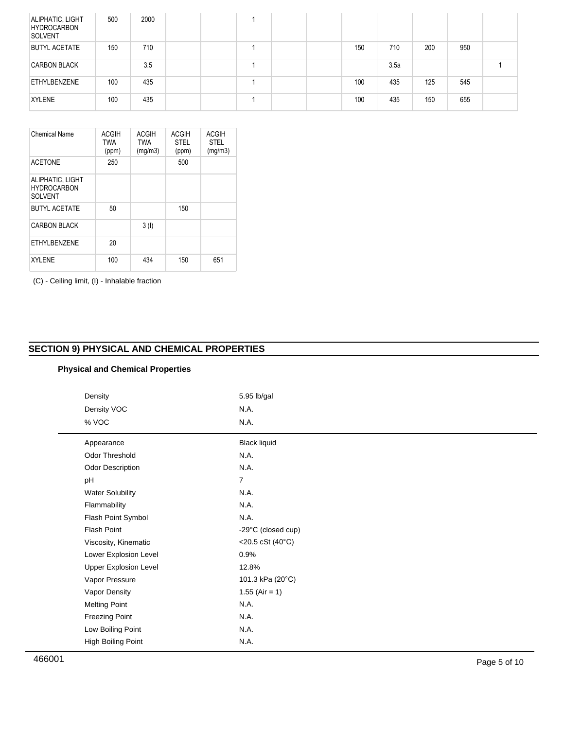| | | | | | | | | | | | | |
|---|---|---|---|---|---|---|---|---|---|---|---|---|
| ALIPHATIC, LIGHT HYDROCARBON SOLVENT | 500 | 2000 | | | 1 | | | | | | | |
| BUTYL ACETATE | 150 | 710 | | | 1 | | | 150 | 710 | 200 | 950 | |
| CARBON BLACK | | 3.5 | | | 1 | | | | 3.5a | | | 1 |
| ETHYLBENZENE | 100 | 435 | | | 1 | | | 100 | 435 | 125 | 545 | |
| XYLENE | 100 | 435 | | | 1 | | | 100 | 435 | 150 | 655 | |

| Chemical Name | ACGIH TWA (ppm) | ACGIH TWA (mg/m3) | ACGIH STEL (ppm) | ACGIH STEL (mg/m3) |
|---|---|---|---|---|
| ACETONE | 250 | | 500 | |
| ALIPHATIC, LIGHT HYDROCARBON SOLVENT | | | | |
| BUTYL ACETATE | 50 | | 150 | |
| CARBON BLACK | | 3 (I) | | |
| ETHYLBENZENE | 20 | | | |
| XYLENE | 100 | 434 | 150 | 651 |

(C) - Ceiling limit, (I) - Inhalable fraction

## SECTION 9) PHYSICAL AND CHEMICAL PROPERTIES

### Physical and Chemical Properties

| | |
|---|---|
| Density | 5.95 lb/gal |
| Density VOC | N.A. |
| % VOC | N.A. |

| | |
|---|---|
| Appearance | Black liquid |
| Odor Threshold | N.A. |
| Odor Description | N.A. |
| pH | 7 |
| Water Solubility | N.A. |
| Flammability | N.A. |
| Flash Point Symbol | N.A. |
| Flash Point | -29°C (closed cup) |
| Viscosity, Kinematic | <20.5 cSt (40°C) |
| Lower Explosion Level | 0.9% |
| Upper Explosion Level | 12.8% |
| Vapor Pressure | 101.3 kPa (20°C) |
| Vapor Density | 1.55 (Air = 1) |
| Melting Point | N.A. |
| Freezing Point | N.A. |
| Low Boiling Point | N.A. |
| High Boiling Point | N.A. |

466001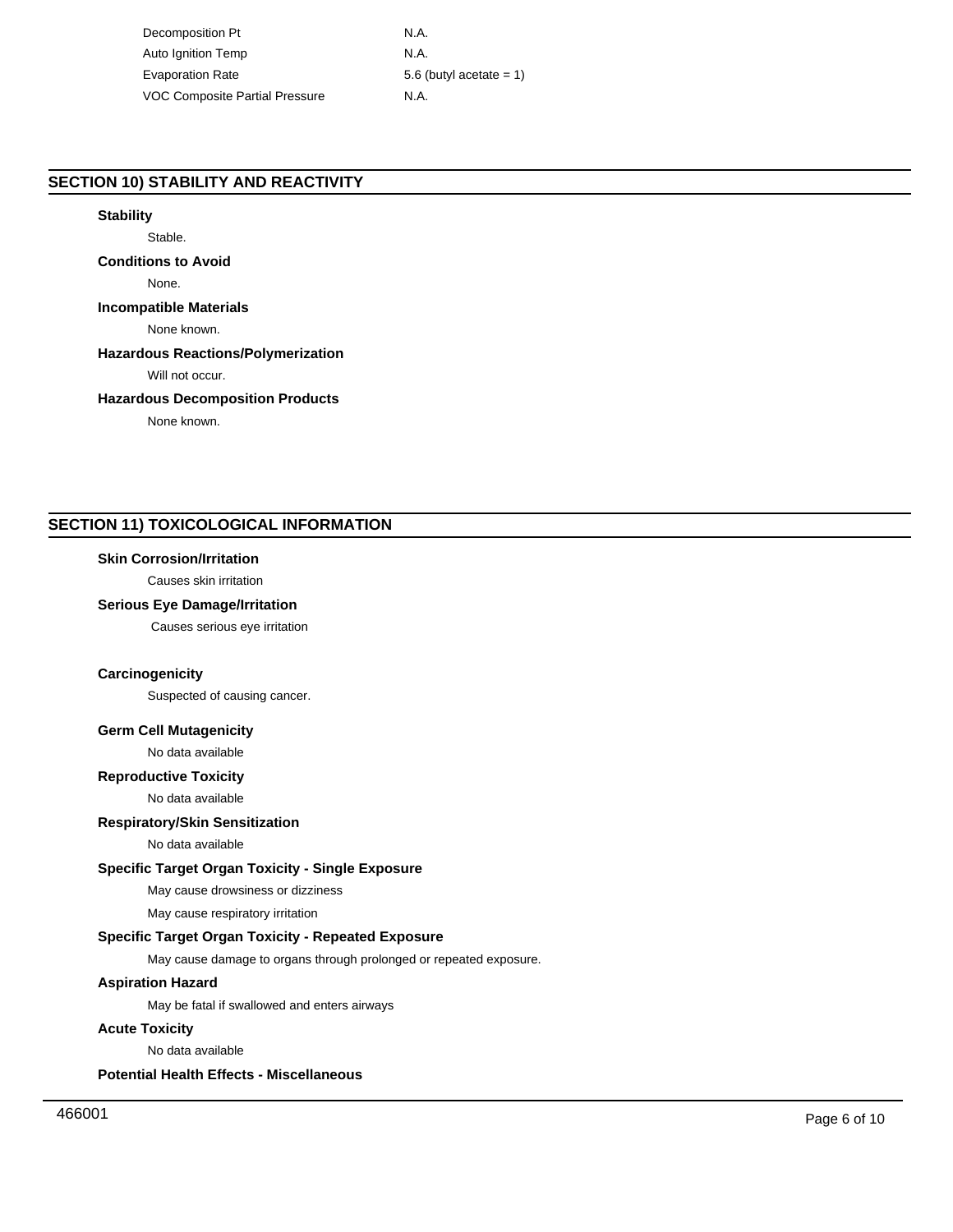| | |
|---|---|
| Decomposition Pt | N.A. |
| Auto Ignition Temp | N.A. |
| Evaporation Rate | 5.6 (butyl acetate = 1) |
| VOC Composite Partial Pressure | N.A. |

## SECTION 10) STABILITY AND REACTIVITY

### Stability

Stable.

### Conditions to Avoid

None.

### Incompatible Materials

None known.

### Hazardous Reactions/Polymerization

Will not occur.

### Hazardous Decomposition Products

None known.

## SECTION 11) TOXICOLOGICAL INFORMATION

### Skin Corrosion/Irritation

Causes skin irritation

### Serious Eye Damage/Irritation

Causes serious eye irritation

### Carcinogenicity

Suspected of causing cancer.

### Germ Cell Mutagenicity

No data available

### Reproductive Toxicity

No data available

### Respiratory/Skin Sensitization

No data available

### Specific Target Organ Toxicity - Single Exposure

May cause drowsiness or dizziness

May cause respiratory irritation

### Specific Target Organ Toxicity - Repeated Exposure

May cause damage to organs through prolonged or repeated exposure.

### Aspiration Hazard

May be fatal if swallowed and enters airways

### Acute Toxicity

No data available

### Potential Health Effects - Miscellaneous

466001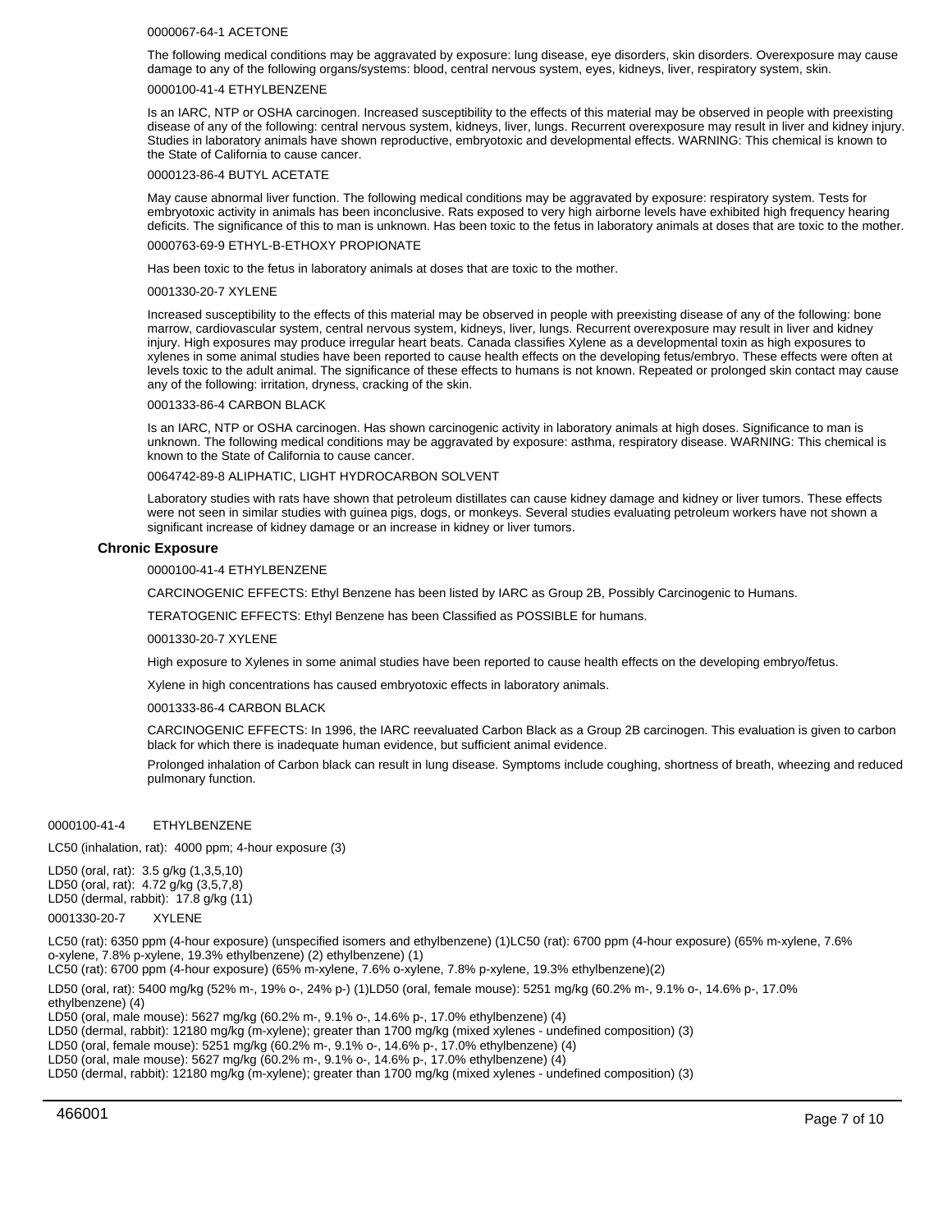0000067-64-1 ACETONE

The following medical conditions may be aggravated by exposure: lung disease, eye disorders, skin disorders. Overexposure may cause damage to any of the following organs/systems: blood, central nervous system, eyes, kidneys, liver, respiratory system, skin.

0000100-41-4 ETHYLBENZENE

Is an IARC, NTP or OSHA carcinogen. Increased susceptibility to the effects of this material may be observed in people with preexisting disease of any of the following: central nervous system, kidneys, liver, lungs. Recurrent overexposure may result in liver and kidney injury. Studies in laboratory animals have shown reproductive, embryotoxic and developmental effects. WARNING: This chemical is known to the State of California to cause cancer.

0000123-86-4 BUTYL ACETATE

May cause abnormal liver function. The following medical conditions may be aggravated by exposure: respiratory system. Tests for embryotoxic activity in animals has been inconclusive. Rats exposed to very high airborne levels have exhibited high frequency hearing deficits. The significance of this to man is unknown. Has been toxic to the fetus in laboratory animals at doses that are toxic to the mother.

0000763-69-9 ETHYL-B-ETHOXY PROPIONATE

Has been toxic to the fetus in laboratory animals at doses that are toxic to the mother.

0001330-20-7 XYLENE

Increased susceptibility to the effects of this material may be observed in people with preexisting disease of any of the following: bone marrow, cardiovascular system, central nervous system, kidneys, liver, lungs. Recurrent overexposure may result in liver and kidney injury. High exposures may produce irregular heart beats. Canada classifies Xylene as a developmental toxin as high exposures to xylenes in some animal studies have been reported to cause health effects on the developing fetus/embryo. These effects were often at levels toxic to the adult animal. The significance of these effects to humans is not known. Repeated or prolonged skin contact may cause any of the following: irritation, dryness, cracking of the skin.

0001333-86-4 CARBON BLACK

Is an IARC, NTP or OSHA carcinogen. Has shown carcinogenic activity in laboratory animals at high doses. Significance to man is unknown. The following medical conditions may be aggravated by exposure: asthma, respiratory disease. WARNING: This chemical is known to the State of California to cause cancer.

0064742-89-8 ALIPHATIC, LIGHT HYDROCARBON SOLVENT

Laboratory studies with rats have shown that petroleum distillates can cause kidney damage and kidney or liver tumors. These effects were not seen in similar studies with guinea pigs, dogs, or monkeys. Several studies evaluating petroleum workers have not shown a significant increase of kidney damage or an increase in kidney or liver tumors.

### Chronic Exposure

0000100-41-4 ETHYLBENZENE

CARCINOGENIC EFFECTS: Ethyl Benzene has been listed by IARC as Group 2B, Possibly Carcinogenic to Humans.

TERATOGENIC EFFECTS: Ethyl Benzene has been Classified as POSSIBLE for humans.

0001330-20-7 XYLENE

High exposure to Xylenes in some animal studies have been reported to cause health effects on the developing embryo/fetus.

Xylene in high concentrations has caused embryotoxic effects in laboratory animals.

0001333-86-4 CARBON BLACK

CARCINOGENIC EFFECTS: In 1996, the IARC reevaluated Carbon Black as a Group 2B carcinogen. This evaluation is given to carbon black for which there is inadequate human evidence, but sufficient animal evidence.

Prolonged inhalation of Carbon black can result in lung disease. Symptoms include coughing, shortness of breath, wheezing and reduced pulmonary function.

0000100-41-4 ETHYLBENZENE

LC50 (inhalation, rat): 4000 ppm; 4-hour exposure (3)

LD50 (oral, rat): 3.5 g/kg (1,3,5,10)
LD50 (oral, rat): 4.72 g/kg (3,5,7,8)
LD50 (dermal, rabbit): 17.8 g/kg (11)

0001330-20-7 XYLENE

LC50 (rat): 6350 ppm (4-hour exposure) (unspecified isomers and ethylbenzene) (1)LC50 (rat): 6700 ppm (4-hour exposure) (65% m-xylene, 7.6% o-xylene, 7.8% p-xylene, 19.3% ethylbenzene) (2) ethylbenzene) (1)
LC50 (rat): 6700 ppm (4-hour exposure) (65% m-xylene, 7.6% o-xylene, 7.8% p-xylene, 19.3% ethylbenzene)(2)

LD50 (oral, rat): 5400 mg/kg (52% m-, 19% o-, 24% p-) (1)LD50 (oral, female mouse): 5251 mg/kg (60.2% m-, 9.1% o-, 14.6% p-, 17.0% ethylbenzene) (4)
LD50 (oral, male mouse): 5627 mg/kg (60.2% m-, 9.1% o-, 14.6% p-, 17.0% ethylbenzene) (4)
LD50 (dermal, rabbit): 12180 mg/kg (m-xylene); greater than 1700 mg/kg (mixed xylenes - undefined composition) (3)
LD50 (oral, female mouse): 5251 mg/kg (60.2% m-, 9.1% o-, 14.6% p-, 17.0% ethylbenzene) (4)
LD50 (oral, male mouse): 5627 mg/kg (60.2% m-, 9.1% o-, 14.6% p-, 17.0% ethylbenzene) (4)
LD50 (dermal, rabbit): 12180 mg/kg (m-xylene); greater than 1700 mg/kg (mixed xylenes - undefined composition) (3)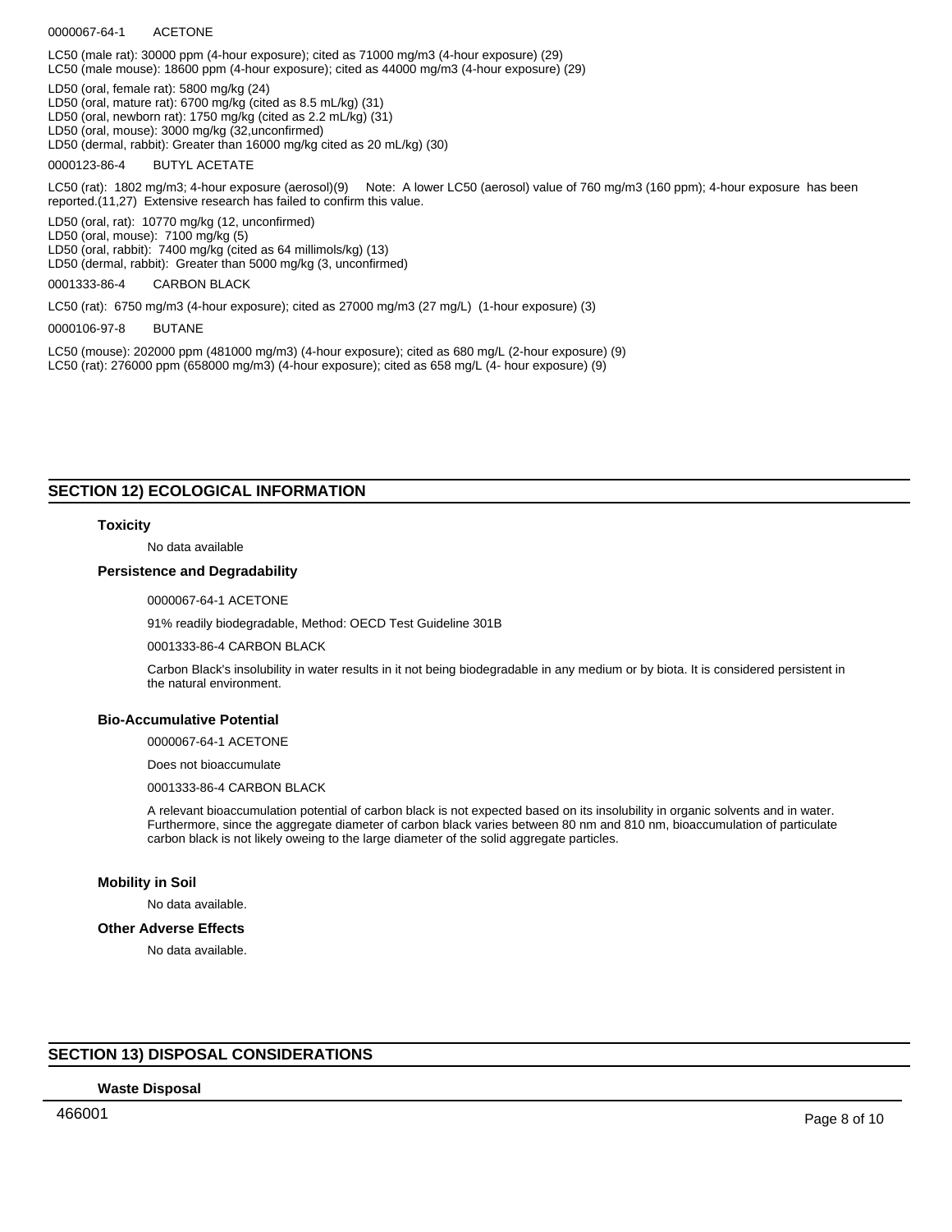0000067-64-1 ACETONE

LC50 (male rat): 30000 ppm (4-hour exposure); cited as 71000 mg/m3 (4-hour exposure) (29)
LC50 (male mouse): 18600 ppm (4-hour exposure); cited as 44000 mg/m3 (4-hour exposure) (29)

LD50 (oral, female rat): 5800 mg/kg (24)
LD50 (oral, mature rat): 6700 mg/kg (cited as 8.5 mL/kg) (31)
LD50 (oral, newborn rat): 1750 mg/kg (cited as 2.2 mL/kg) (31)
LD50 (oral, mouse): 3000 mg/kg (32,unconfirmed)
LD50 (dermal, rabbit): Greater than 16000 mg/kg cited as 20 mL/kg) (30)

0000123-86-4 BUTYL ACETATE

LC50 (rat): 1802 mg/m3; 4-hour exposure (aerosol)(9) Note: A lower LC50 (aerosol) value of 760 mg/m3 (160 ppm); 4-hour exposure has been reported.(11,27) Extensive research has failed to confirm this value.

LD50 (oral, rat): 10770 mg/kg (12, unconfirmed)
LD50 (oral, mouse): 7100 mg/kg (5)
LD50 (oral, rabbit): 7400 mg/kg (cited as 64 millimols/kg) (13)
LD50 (dermal, rabbit): Greater than 5000 mg/kg (3, unconfirmed)

0001333-86-4 CARBON BLACK

LC50 (rat): 6750 mg/m3 (4-hour exposure); cited as 27000 mg/m3 (27 mg/L) (1-hour exposure) (3)

0000106-97-8 BUTANE

LC50 (mouse): 202000 ppm (481000 mg/m3) (4-hour exposure); cited as 680 mg/L (2-hour exposure) (9)
LC50 (rat): 276000 ppm (658000 mg/m3) (4-hour exposure); cited as 658 mg/L (4- hour exposure) (9)

## SECTION 12) ECOLOGICAL INFORMATION

### Toxicity

No data available

### Persistence and Degradability

0000067-64-1 ACETONE

91% readily biodegradable, Method: OECD Test Guideline 301B

0001333-86-4 CARBON BLACK

Carbon Black's insolubility in water results in it not being biodegradable in any medium or by biota. It is considered persistent in the natural environment.

### Bio-Accumulative Potential

0000067-64-1 ACETONE

Does not bioaccumulate

0001333-86-4 CARBON BLACK

A relevant bioaccumulation potential of carbon black is not expected based on its insolubility in organic solvents and in water. Furthermore, since the aggregate diameter of carbon black varies between 80 nm and 810 nm, bioaccumulation of particulate carbon black is not likely oweing to the large diameter of the solid aggregate particles.

### Mobility in Soil

No data available.

### Other Adverse Effects

No data available.

## SECTION 13) DISPOSAL CONSIDERATIONS

### Waste Disposal

466001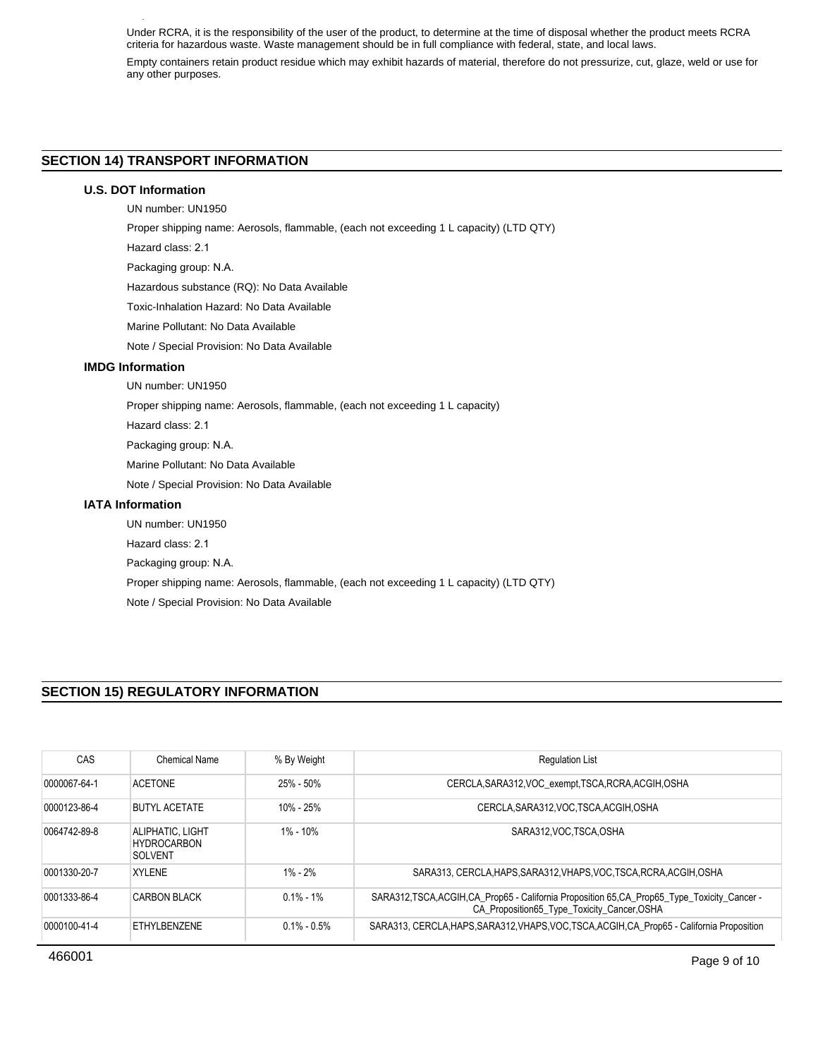Under RCRA, it is the responsibility of the user of the product, to determine at the time of disposal whether the product meets RCRA criteria for hazardous waste. Waste management should be in full compliance with federal, state, and local laws.

Empty containers retain product residue which may exhibit hazards of material, therefore do not pressurize, cut, glaze, weld or use for any other purposes.

## SECTION 14) TRANSPORT INFORMATION

### U.S. DOT Information

UN number: UN1950

Proper shipping name: Aerosols, flammable, (each not exceeding 1 L capacity) (LTD QTY)

Hazard class: 2.1

Packaging group: N.A.

Hazardous substance (RQ): No Data Available

Toxic-Inhalation Hazard: No Data Available

Marine Pollutant: No Data Available

Note / Special Provision: No Data Available

### IMDG Information

UN number: UN1950

Proper shipping name: Aerosols, flammable, (each not exceeding 1 L capacity)

Hazard class: 2.1

Packaging group: N.A.

Marine Pollutant: No Data Available

Note / Special Provision: No Data Available

### IATA Information

UN number: UN1950

Hazard class: 2.1

Packaging group: N.A.

Proper shipping name: Aerosols, flammable, (each not exceeding 1 L capacity) (LTD QTY)

Note / Special Provision: No Data Available

## SECTION 15) REGULATORY INFORMATION

| CAS | Chemical Name | % By Weight | Regulation List |
|---|---|---|---|
| 0000067-64-1 | ACETONE | 25% - 50% | CERCLA,SARA312,VOC_exempt,TSCA,RCRA,ACGIH,OSHA |
| 0000123-86-4 | BUTYL ACETATE | 10% - 25% | CERCLA,SARA312,VOC,TSCA,ACGIH,OSHA |
| 0064742-89-8 | ALIPHATIC, LIGHT HYDROCARBON SOLVENT | 1% - 10% | SARA312,VOC,TSCA,OSHA |
| 0001330-20-7 | XYLENE | 1% - 2% | SARA313, CERCLA,HAPS,SARA312,VHAPS,VOC,TSCA,RCRA,ACGIH,OSHA |
| 0001333-86-4 | CARBON BLACK | 0.1% - 1% | SARA312,TSCA,ACGIH,CA_Prop65 - California Proposition 65,CA_Prop65_Type_Toxicity_Cancer - CA_Proposition65_Type_Toxicity_Cancer,OSHA |
| 0000100-41-4 | ETHYLBENZENE | 0.1% - 0.5% | SARA313, CERCLA,HAPS,SARA312,VHAPS,VOC,TSCA,ACGIH,CA_Prop65 - California Proposition |

466001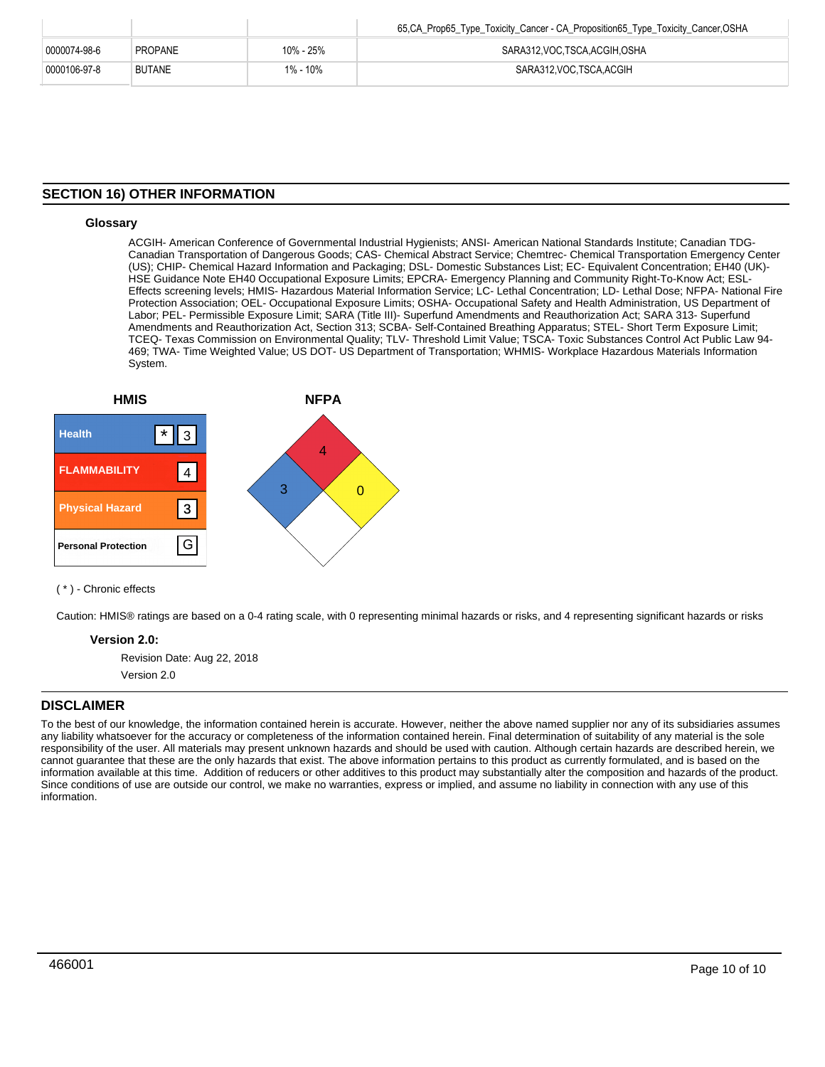| | | | |
|---|---|---|---|
| | | | 65,CA_Prop65_Type_Toxicity_Cancer - CA_Proposition65_Type_Toxicity_Cancer,OSHA |
| 0000074-98-6 | PROPANE | 10% - 25% | SARA312,VOC,TSCA,ACGIH,OSHA |
| 0000106-97-8 | BUTANE | 1% - 10% | SARA312,VOC,TSCA,ACGIH |

## SECTION 16) OTHER INFORMATION

### Glossary

ACGIH- American Conference of Governmental Industrial Hygienists; ANSI- American National Standards Institute; Canadian TDG- Canadian Transportation of Dangerous Goods; CAS- Chemical Abstract Service; Chemtrec- Chemical Transportation Emergency Center (US); CHIP- Chemical Hazard Information and Packaging; DSL- Domestic Substances List; EC- Equivalent Concentration; EH40 (UK)- HSE Guidance Note EH40 Occupational Exposure Limits; EPCRA- Emergency Planning and Community Right-To-Know Act; ESL- Effects screening levels; HMIS- Hazardous Material Information Service; LC- Lethal Concentration; LD- Lethal Dose; NFPA- National Fire Protection Association; OEL- Occupational Exposure Limits; OSHA- Occupational Safety and Health Administration, US Department of Labor; PEL- Permissible Exposure Limit; SARA (Title III)- Superfund Amendments and Reauthorization Act; SARA 313- Superfund Amendments and Reauthorization Act, Section 313; SCBA- Self-Contained Breathing Apparatus; STEL- Short Term Exposure Limit; TCEQ- Texas Commission on Environmental Quality; TLV- Threshold Limit Value; TSCA- Toxic Substances Control Act Public Law 94-469; TWA- Time Weighted Value; US DOT- US Department of Transportation; WHMIS- Workplace Hazardous Materials Information System.

**HMIS**

| | | |
|---|---|---|
| Health | * | 3 |
| FLAMMABILITY | | 4 |
| Physical Hazard | | 3 |
| Personal Protection | | G |

**NFPA**

4

3

0

( * ) - Chronic effects

Caution: HMIS® ratings are based on a 0-4 rating scale, with 0 representing minimal hazards or risks, and 4 representing significant hazards or risks

### Version 2.0:

Revision Date: Aug 22, 2018

Version 2.0

## DISCLAIMER

To the best of our knowledge, the information contained herein is accurate. However, neither the above named supplier nor any of its subsidiaries assumes any liability whatsoever for the accuracy or completeness of the information contained herein. Final determination of suitability of any material is the sole responsibility of the user. All materials may present unknown hazards and should be used with caution. Although certain hazards are described herein, we cannot guarantee that these are the only hazards that exist. The above information pertains to this product as currently formulated, and is based on the information available at this time. Addition of reducers or other additives to this product may substantially alter the composition and hazards of the product. Since conditions of use are outside our control, we make no warranties, express or implied, and assume no liability in connection with any use of this information.